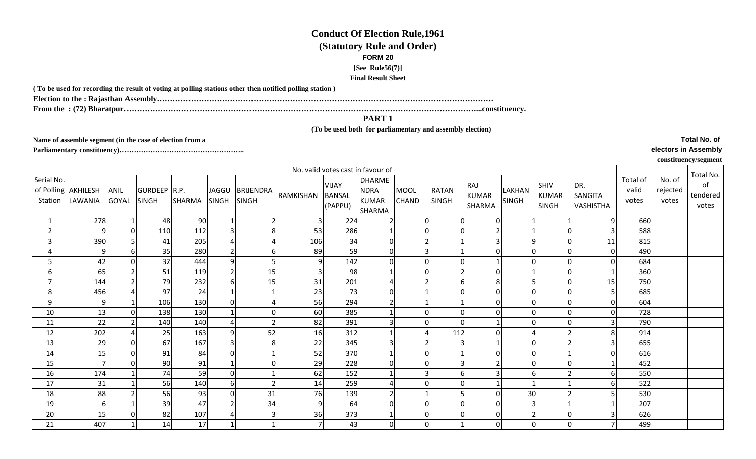# Conduct Of Election Rule,1961

## (Statutory Rule and Order)

**FORM 20**

**[See Rule56(7)]**

**Final Result Sheet**

**( To be used for recording the result of voting at polling stations other then notified polling station )**

**Election to the : Rajasthan Assembly……………………………………………………………………………………………………………**

**From the : (72) Bharatpur……………………………………………………………………………………………………………...constituency.**

**PART 1**

**(To be used both for parliamentary and assembly election)**

**Name of assemble segment (in the case of election from a Parliamentary constituency)……………………………………………..**

**Total No. of electors in Assembly constituency/segment**

| Serial No. of Polling Station | No. valid votes cast in favour of | | | | | | | | | | | | | | | Total of valid votes | No. of rejected votes | Total No. of tendered votes |
|---|---|---|---|---|---|---|---|---|---|---|---|---|---|---|---|---|---|---|
| | AKHILESH LAWANIA | ANIL GOYAL | GURDEEP SINGH | R.P. SHARMA | JAGGU SINGH | BRIJENDRA SINGH | RAMKISHAN | VIJAY BANSAL (PAPPU) | DHARMENDRA KUMAR SHARMA | MOOL CHAND | RATAN SINGH | RAJ KUMAR SHARMA | LAKHAN SINGH | SHIV KUMAR SINGH | DR. SANGITA VASHISTHA | | | |
| 1 | 278 | 1 | 48 | 90 | 1 | 2 | 3 | 224 | 2 | 0 | 0 | 0 | 1 | 1 | 9 | 660 | | |
| 2 | 9 | 0 | 110 | 112 | 3 | 8 | 53 | 286 | 1 | 0 | 0 | 2 | 1 | 0 | 3 | 588 | | |
| 3 | 390 | 5 | 41 | 205 | 4 | 4 | 106 | 34 | 0 | 2 | 1 | 3 | 9 | 0 | 11 | 815 | | |
| 4 | 9 | 6 | 35 | 280 | 2 | 6 | 89 | 59 | 0 | 3 | 1 | 0 | 0 | 0 | 0 | 490 | | |
| 5 | 42 | 0 | 32 | 444 | 9 | 5 | 9 | 142 | 0 | 0 | 0 | 1 | 0 | 0 | 0 | 684 | | |
| 6 | 65 | 2 | 51 | 119 | 2 | 15 | 3 | 98 | 1 | 0 | 2 | 0 | 1 | 0 | 1 | 360 | | |
| 7 | 144 | 2 | 79 | 232 | 6 | 15 | 31 | 201 | 4 | 2 | 6 | 8 | 5 | 0 | 15 | 750 | | |
| 8 | 456 | 4 | 97 | 24 | 1 | 1 | 23 | 73 | 0 | 1 | 0 | 0 | 0 | 0 | 5 | 685 | | |
| 9 | 9 | 1 | 106 | 130 | 0 | 4 | 56 | 294 | 2 | 1 | 1 | 0 | 0 | 0 | 0 | 604 | | |
| 10 | 13 | 0 | 138 | 130 | 1 | 0 | 60 | 385 | 1 | 0 | 0 | 0 | 0 | 0 | 0 | 728 | | |
| 11 | 22 | 2 | 140 | 140 | 4 | 2 | 82 | 391 | 3 | 0 | 0 | 1 | 0 | 0 | 3 | 790 | | |
| 12 | 202 | 4 | 25 | 163 | 9 | 52 | 16 | 312 | 1 | 4 | 112 | 0 | 4 | 2 | 8 | 914 | | |
| 13 | 29 | 0 | 67 | 167 | 3 | 8 | 22 | 345 | 3 | 2 | 3 | 1 | 0 | 2 | 3 | 655 | | |
| 14 | 15 | 0 | 91 | 84 | 0 | 1 | 52 | 370 | 1 | 0 | 1 | 0 | 0 | 1 | 0 | 616 | | |
| 15 | 7 | 0 | 90 | 91 | 1 | 0 | 29 | 228 | 0 | 0 | 3 | 2 | 0 | 0 | 1 | 452 | | |
| 16 | 174 | 1 | 74 | 59 | 0 | 1 | 62 | 152 | 1 | 3 | 6 | 3 | 6 | 2 | 6 | 550 | | |
| 17 | 31 | 1 | 56 | 140 | 6 | 2 | 14 | 259 | 4 | 0 | 0 | 1 | 1 | 1 | 6 | 522 | | |
| 18 | 88 | 2 | 56 | 93 | 0 | 31 | 76 | 139 | 2 | 1 | 5 | 0 | 30 | 2 | 5 | 530 | | |
| 19 | 6 | 1 | 39 | 47 | 2 | 34 | 9 | 64 | 0 | 0 | 0 | 0 | 3 | 1 | 1 | 207 | | |
| 20 | 15 | 0 | 82 | 107 | 4 | 3 | 36 | 373 | 1 | 0 | 0 | 0 | 2 | 0 | 3 | 626 | | |
| 21 | 407 | 1 | 14 | 17 | 1 | 1 | 7 | 43 | 0 | 0 | 1 | 0 | 0 | 0 | 7 | 499 | | |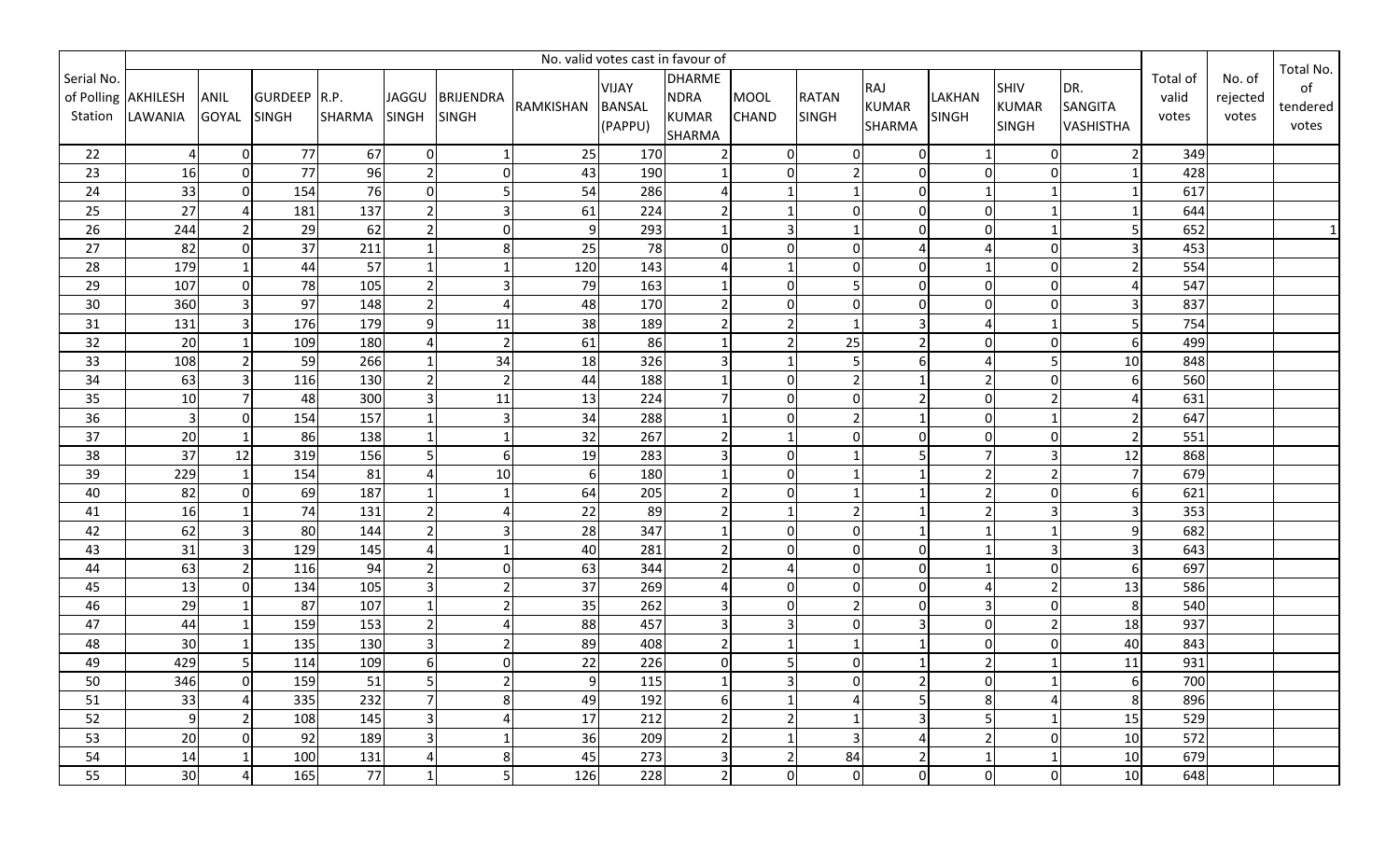| Serial No. of Polling Station | No. valid votes cast in favour of | | | | | | | | | | | | | | | Total of valid votes | No. of rejected votes | Total No. of tendered votes |
|---|---|---|---|---|---|---|---|---|---|---|---|---|---|---|---|---|---|---|
| | AKHILESH LAWANIA | ANIL GOYAL | GURDEEP SINGH | R.P. SHARMA | JAGGU SINGH | BRIJENDRA SINGH | RAMKISHAN | VIJAY BANSAL (PAPPU) | DHARMENDRA KUMAR SHARMA | MOOL CHAND | RATAN SINGH | RAJ KUMAR SHARMA | LAKHAN SINGH | SHIV KUMAR SINGH | DR. SANGITA VASHISTHA | | | |
| 22 | 4 | 0 | 77 | 67 | 0 | 1 | 25 | 170 | 2 | 0 | 0 | 0 | 1 | 0 | 2 | 349 | | |
| 23 | 16 | 0 | 77 | 96 | 2 | 0 | 43 | 190 | 1 | 0 | 2 | 0 | 0 | 0 | 1 | 428 | | |
| 24 | 33 | 0 | 154 | 76 | 0 | 5 | 54 | 286 | 4 | 1 | 1 | 0 | 1 | 1 | 1 | 617 | | |
| 25 | 27 | 4 | 181 | 137 | 2 | 3 | 61 | 224 | 2 | 1 | 0 | 0 | 0 | 1 | 1 | 644 | | |
| 26 | 244 | 2 | 29 | 62 | 2 | 0 | 9 | 293 | 1 | 3 | 1 | 0 | 0 | 1 | 5 | 652 | | 1 |
| 27 | 82 | 0 | 37 | 211 | 1 | 8 | 25 | 78 | 0 | 0 | 0 | 4 | 4 | 0 | 3 | 453 | | |
| 28 | 179 | 1 | 44 | 57 | 1 | 1 | 120 | 143 | 4 | 1 | 0 | 0 | 1 | 0 | 2 | 554 | | |
| 29 | 107 | 0 | 78 | 105 | 2 | 3 | 79 | 163 | 1 | 0 | 5 | 0 | 0 | 0 | 4 | 547 | | |
| 30 | 360 | 3 | 97 | 148 | 2 | 4 | 48 | 170 | 2 | 0 | 0 | 0 | 0 | 0 | 3 | 837 | | |
| 31 | 131 | 3 | 176 | 179 | 9 | 11 | 38 | 189 | 2 | 2 | 1 | 3 | 4 | 1 | 5 | 754 | | |
| 32 | 20 | 1 | 109 | 180 | 4 | 2 | 61 | 86 | 1 | 2 | 25 | 2 | 0 | 0 | 6 | 499 | | |
| 33 | 108 | 2 | 59 | 266 | 1 | 34 | 18 | 326 | 3 | 1 | 5 | 6 | 4 | 5 | 10 | 848 | | |
| 34 | 63 | 3 | 116 | 130 | 2 | 2 | 44 | 188 | 1 | 0 | 2 | 1 | 2 | 0 | 6 | 560 | | |
| 35 | 10 | 7 | 48 | 300 | 3 | 11 | 13 | 224 | 7 | 0 | 0 | 2 | 0 | 2 | 4 | 631 | | |
| 36 | 3 | 0 | 154 | 157 | 1 | 3 | 34 | 288 | 1 | 0 | 2 | 1 | 0 | 1 | 2 | 647 | | |
| 37 | 20 | 1 | 86 | 138 | 1 | 1 | 32 | 267 | 2 | 1 | 0 | 0 | 0 | 0 | 2 | 551 | | |
| 38 | 37 | 12 | 319 | 156 | 5 | 6 | 19 | 283 | 3 | 0 | 1 | 5 | 7 | 3 | 12 | 868 | | |
| 39 | 229 | 1 | 154 | 81 | 4 | 10 | 6 | 180 | 1 | 0 | 1 | 1 | 2 | 2 | 7 | 679 | | |
| 40 | 82 | 0 | 69 | 187 | 1 | 1 | 64 | 205 | 2 | 0 | 1 | 1 | 2 | 0 | 6 | 621 | | |
| 41 | 16 | 1 | 74 | 131 | 2 | 4 | 22 | 89 | 2 | 1 | 2 | 1 | 2 | 3 | 3 | 353 | | |
| 42 | 62 | 3 | 80 | 144 | 2 | 3 | 28 | 347 | 1 | 0 | 0 | 1 | 1 | 1 | 9 | 682 | | |
| 43 | 31 | 3 | 129 | 145 | 4 | 1 | 40 | 281 | 2 | 0 | 0 | 0 | 1 | 3 | 3 | 643 | | |
| 44 | 63 | 2 | 116 | 94 | 2 | 0 | 63 | 344 | 2 | 4 | 0 | 0 | 1 | 0 | 6 | 697 | | |
| 45 | 13 | 0 | 134 | 105 | 3 | 2 | 37 | 269 | 4 | 0 | 0 | 0 | 4 | 2 | 13 | 586 | | |
| 46 | 29 | 1 | 87 | 107 | 1 | 2 | 35 | 262 | 3 | 0 | 2 | 0 | 3 | 0 | 8 | 540 | | |
| 47 | 44 | 1 | 159 | 153 | 2 | 4 | 88 | 457 | 3 | 3 | 0 | 3 | 0 | 2 | 18 | 937 | | |
| 48 | 30 | 1 | 135 | 130 | 3 | 2 | 89 | 408 | 2 | 1 | 1 | 1 | 0 | 0 | 40 | 843 | | |
| 49 | 429 | 5 | 114 | 109 | 6 | 0 | 22 | 226 | 0 | 5 | 0 | 1 | 2 | 1 | 11 | 931 | | |
| 50 | 346 | 0 | 159 | 51 | 5 | 2 | 9 | 115 | 1 | 3 | 0 | 2 | 0 | 1 | 6 | 700 | | |
| 51 | 33 | 4 | 335 | 232 | 7 | 8 | 49 | 192 | 6 | 1 | 4 | 5 | 8 | 4 | 8 | 896 | | |
| 52 | 9 | 2 | 108 | 145 | 3 | 4 | 17 | 212 | 2 | 2 | 1 | 3 | 5 | 1 | 15 | 529 | | |
| 53 | 20 | 0 | 92 | 189 | 3 | 1 | 36 | 209 | 2 | 1 | 3 | 4 | 2 | 0 | 10 | 572 | | |
| 54 | 14 | 1 | 100 | 131 | 4 | 8 | 45 | 273 | 3 | 2 | 84 | 2 | 1 | 1 | 10 | 679 | | |
| 55 | 30 | 4 | 165 | 77 | 1 | 5 | 126 | 228 | 2 | 0 | 0 | 0 | 0 | 0 | 10 | 648 | | |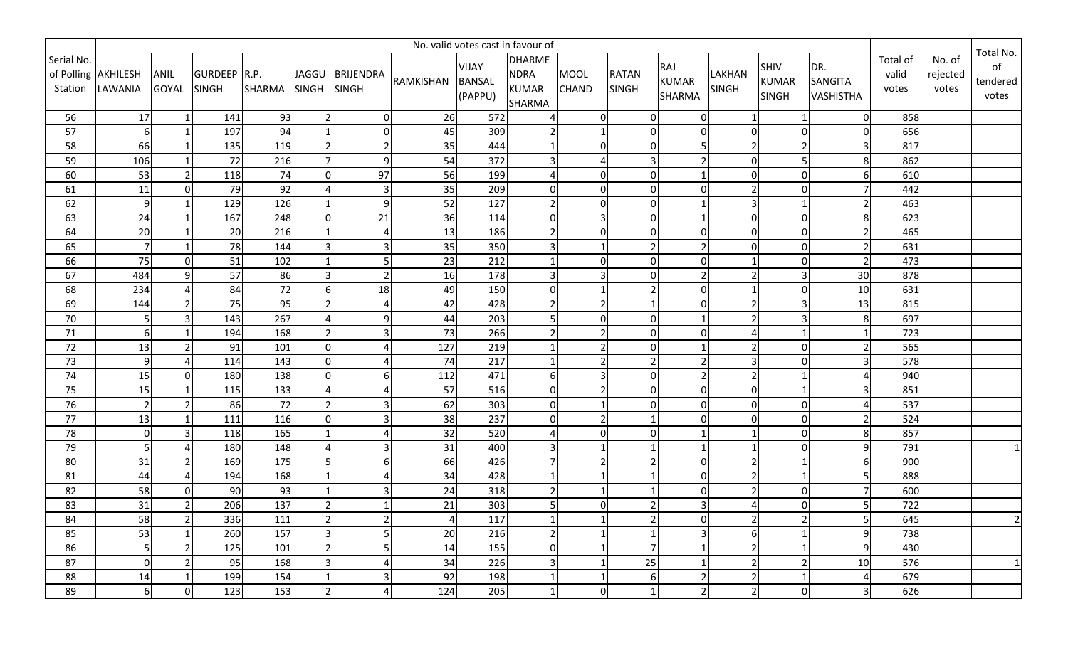| Serial No. of Polling Station | No. valid votes cast in favour of | | | | | | | | | | | | | | | Total of valid votes | No. of rejected votes | Total No. of tendered votes |
|---|---|---|---|---|---|---|---|---|---|---|---|---|---|---|---|---|---|---|
| | AKHILESH LAWANIA | ANIL GOYAL | GURDEEP SINGH | R.P. SHARMA | JAGGU SINGH | BRIJENDRA SINGH | RAMKISHAN | VIJAY BANSAL (PAPPU) | DHARMENDRA KUMAR SHARMA | MOOL CHAND | RATAN SINGH | RAJ KUMAR SHARMA | LAKHAN SINGH | SHIV KUMAR SINGH | DR. SANGITA VASHISTHA | | | |
| 56 | 17 | 1 | 141 | 93 | 2 | 0 | 26 | 572 | 4 | 0 | 0 | 0 | 1 | 1 | 0 | 858 | | |
| 57 | 6 | 1 | 197 | 94 | 1 | 0 | 45 | 309 | 2 | 1 | 0 | 0 | 0 | 0 | 0 | 656 | | |
| 58 | 66 | 1 | 135 | 119 | 2 | 2 | 35 | 444 | 1 | 0 | 0 | 5 | 2 | 2 | 3 | 817 | | |
| 59 | 106 | 1 | 72 | 216 | 7 | 9 | 54 | 372 | 3 | 4 | 3 | 2 | 0 | 5 | 8 | 862 | | |
| 60 | 53 | 2 | 118 | 74 | 0 | 97 | 56 | 199 | 4 | 0 | 0 | 1 | 0 | 0 | 6 | 610 | | |
| 61 | 11 | 0 | 79 | 92 | 4 | 3 | 35 | 209 | 0 | 0 | 0 | 0 | 2 | 0 | 7 | 442 | | |
| 62 | 9 | 1 | 129 | 126 | 1 | 9 | 52 | 127 | 2 | 0 | 0 | 1 | 3 | 1 | 2 | 463 | | |
| 63 | 24 | 1 | 167 | 248 | 0 | 21 | 36 | 114 | 0 | 3 | 0 | 1 | 0 | 0 | 8 | 623 | | |
| 64 | 20 | 1 | 20 | 216 | 1 | 4 | 13 | 186 | 2 | 0 | 0 | 0 | 0 | 0 | 2 | 465 | | |
| 65 | 7 | 1 | 78 | 144 | 3 | 3 | 35 | 350 | 3 | 1 | 2 | 2 | 0 | 0 | 2 | 631 | | |
| 66 | 75 | 0 | 51 | 102 | 1 | 5 | 23 | 212 | 1 | 0 | 0 | 0 | 1 | 0 | 2 | 473 | | |
| 67 | 484 | 9 | 57 | 86 | 3 | 2 | 16 | 178 | 3 | 3 | 0 | 2 | 2 | 3 | 30 | 878 | | |
| 68 | 234 | 4 | 84 | 72 | 6 | 18 | 49 | 150 | 0 | 1 | 2 | 0 | 1 | 0 | 10 | 631 | | |
| 69 | 144 | 2 | 75 | 95 | 2 | 4 | 42 | 428 | 2 | 2 | 1 | 0 | 2 | 3 | 13 | 815 | | |
| 70 | 5 | 3 | 143 | 267 | 4 | 9 | 44 | 203 | 5 | 0 | 0 | 1 | 2 | 3 | 8 | 697 | | |
| 71 | 6 | 1 | 194 | 168 | 2 | 3 | 73 | 266 | 2 | 2 | 0 | 0 | 4 | 1 | 1 | 723 | | |
| 72 | 13 | 2 | 91 | 101 | 0 | 4 | 127 | 219 | 1 | 2 | 0 | 1 | 2 | 0 | 2 | 565 | | |
| 73 | 9 | 4 | 114 | 143 | 0 | 4 | 74 | 217 | 1 | 2 | 2 | 2 | 3 | 0 | 3 | 578 | | |
| 74 | 15 | 0 | 180 | 138 | 0 | 6 | 112 | 471 | 6 | 3 | 0 | 2 | 2 | 1 | 4 | 940 | | |
| 75 | 15 | 1 | 115 | 133 | 4 | 4 | 57 | 516 | 0 | 2 | 0 | 0 | 0 | 1 | 3 | 851 | | |
| 76 | 2 | 2 | 86 | 72 | 2 | 3 | 62 | 303 | 0 | 1 | 0 | 0 | 0 | 0 | 4 | 537 | | |
| 77 | 13 | 1 | 111 | 116 | 0 | 3 | 38 | 237 | 0 | 2 | 1 | 0 | 0 | 0 | 2 | 524 | | |
| 78 | 0 | 3 | 118 | 165 | 1 | 4 | 32 | 520 | 4 | 0 | 0 | 1 | 1 | 0 | 8 | 857 | | |
| 79 | 5 | 4 | 180 | 148 | 4 | 3 | 31 | 400 | 3 | 1 | 1 | 1 | 1 | 0 | 9 | 791 | | 1 |
| 80 | 31 | 2 | 169 | 175 | 5 | 6 | 66 | 426 | 7 | 2 | 2 | 0 | 2 | 1 | 6 | 900 | | |
| 81 | 44 | 4 | 194 | 168 | 1 | 4 | 34 | 428 | 1 | 1 | 1 | 0 | 2 | 1 | 5 | 888 | | |
| 82 | 58 | 0 | 90 | 93 | 1 | 3 | 24 | 318 | 2 | 1 | 1 | 0 | 2 | 0 | 7 | 600 | | |
| 83 | 31 | 2 | 206 | 137 | 2 | 1 | 21 | 303 | 5 | 0 | 2 | 3 | 4 | 0 | 5 | 722 | | |
| 84 | 58 | 2 | 336 | 111 | 2 | 2 | 4 | 117 | 1 | 1 | 2 | 0 | 2 | 2 | 5 | 645 | | 2 |
| 85 | 53 | 1 | 260 | 157 | 3 | 5 | 20 | 216 | 2 | 1 | 1 | 3 | 6 | 1 | 9 | 738 | | |
| 86 | 5 | 2 | 125 | 101 | 2 | 5 | 14 | 155 | 0 | 1 | 7 | 1 | 2 | 1 | 9 | 430 | | |
| 87 | 0 | 2 | 95 | 168 | 3 | 4 | 34 | 226 | 3 | 1 | 25 | 1 | 2 | 2 | 10 | 576 | | 1 |
| 88 | 14 | 1 | 199 | 154 | 1 | 3 | 92 | 198 | 1 | 1 | 6 | 2 | 2 | 1 | 4 | 679 | | |
| 89 | 6 | 0 | 123 | 153 | 2 | 4 | 124 | 205 | 1 | 0 | 1 | 2 | 2 | 0 | 3 | 626 | | |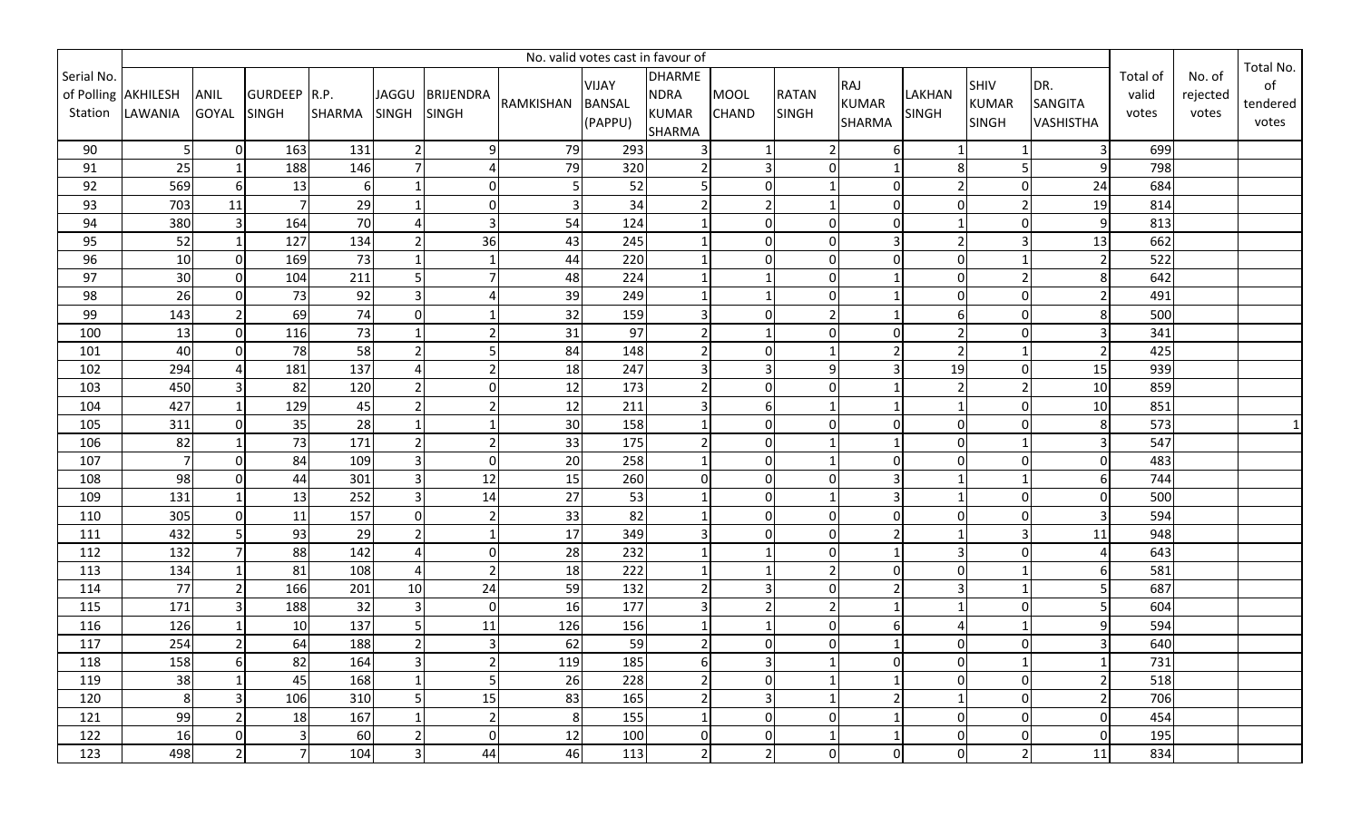| Serial No. of Polling Station | No. valid votes cast in favour of | | | | | | | | | | | | | | | Total of valid votes | No. of rejected votes | Total No. of tendered votes |
|---|---|---|---|---|---|---|---|---|---|---|---|---|---|---|---|---|---|---|
| | AKHILESH LAWANIA | ANIL GOYAL | GURDEEP SINGH | R.P. SHARMA | JAGGU SINGH | BRIJENDRA SINGH | RAMKISHAN | VIJAY BANSAL (PAPPU) | DHARMENDRA KUMAR SHARMA | MOOL CHAND | RATAN SINGH | RAJ KUMAR SHARMA | LAKHAN SINGH | SHIV KUMAR SINGH | DR. SANGITA VASHISTHA | | | |
| 90 | 5 | 0 | 163 | 131 | 2 | 9 | 79 | 293 | 3 | 1 | 2 | 6 | 1 | 1 | 3 | 699 | | |
| 91 | 25 | 1 | 188 | 146 | 7 | 4 | 79 | 320 | 2 | 3 | 0 | 1 | 8 | 5 | 9 | 798 | | |
| 92 | 569 | 6 | 13 | 6 | 1 | 0 | 5 | 52 | 5 | 0 | 1 | 0 | 2 | 0 | 24 | 684 | | |
| 93 | 703 | 11 | 7 | 29 | 1 | 0 | 3 | 34 | 2 | 2 | 1 | 0 | 0 | 2 | 19 | 814 | | |
| 94 | 380 | 3 | 164 | 70 | 4 | 3 | 54 | 124 | 1 | 0 | 0 | 0 | 1 | 0 | 9 | 813 | | |
| 95 | 52 | 1 | 127 | 134 | 2 | 36 | 43 | 245 | 1 | 0 | 0 | 3 | 2 | 3 | 13 | 662 | | |
| 96 | 10 | 0 | 169 | 73 | 1 | 1 | 44 | 220 | 1 | 0 | 0 | 0 | 0 | 1 | 2 | 522 | | |
| 97 | 30 | 0 | 104 | 211 | 5 | 7 | 48 | 224 | 1 | 1 | 0 | 1 | 0 | 2 | 8 | 642 | | |
| 98 | 26 | 0 | 73 | 92 | 3 | 4 | 39 | 249 | 1 | 1 | 0 | 1 | 0 | 0 | 2 | 491 | | |
| 99 | 143 | 2 | 69 | 74 | 0 | 1 | 32 | 159 | 3 | 0 | 2 | 1 | 6 | 0 | 8 | 500 | | |
| 100 | 13 | 0 | 116 | 73 | 1 | 2 | 31 | 97 | 2 | 1 | 0 | 0 | 2 | 0 | 3 | 341 | | |
| 101 | 40 | 0 | 78 | 58 | 2 | 5 | 84 | 148 | 2 | 0 | 1 | 2 | 2 | 1 | 2 | 425 | | |
| 102 | 294 | 4 | 181 | 137 | 4 | 2 | 18 | 247 | 3 | 3 | 9 | 3 | 19 | 0 | 15 | 939 | | |
| 103 | 450 | 3 | 82 | 120 | 2 | 0 | 12 | 173 | 2 | 0 | 0 | 1 | 2 | 2 | 10 | 859 | | |
| 104 | 427 | 1 | 129 | 45 | 2 | 2 | 12 | 211 | 3 | 6 | 1 | 1 | 1 | 0 | 10 | 851 | | |
| 105 | 311 | 0 | 35 | 28 | 1 | 1 | 30 | 158 | 1 | 0 | 0 | 0 | 0 | 0 | 8 | 573 | | 1 |
| 106 | 82 | 1 | 73 | 171 | 2 | 2 | 33 | 175 | 2 | 0 | 1 | 1 | 0 | 1 | 3 | 547 | | |
| 107 | 7 | 0 | 84 | 109 | 3 | 0 | 20 | 258 | 1 | 0 | 1 | 0 | 0 | 0 | 0 | 483 | | |
| 108 | 98 | 0 | 44 | 301 | 3 | 12 | 15 | 260 | 0 | 0 | 0 | 3 | 1 | 1 | 6 | 744 | | |
| 109 | 131 | 1 | 13 | 252 | 3 | 14 | 27 | 53 | 1 | 0 | 1 | 3 | 1 | 0 | 0 | 500 | | |
| 110 | 305 | 0 | 11 | 157 | 0 | 2 | 33 | 82 | 1 | 0 | 0 | 0 | 0 | 0 | 3 | 594 | | |
| 111 | 432 | 5 | 93 | 29 | 2 | 1 | 17 | 349 | 3 | 0 | 0 | 2 | 1 | 3 | 11 | 948 | | |
| 112 | 132 | 7 | 88 | 142 | 4 | 0 | 28 | 232 | 1 | 1 | 0 | 1 | 3 | 0 | 4 | 643 | | |
| 113 | 134 | 1 | 81 | 108 | 4 | 2 | 18 | 222 | 1 | 1 | 2 | 0 | 0 | 1 | 6 | 581 | | |
| 114 | 77 | 2 | 166 | 201 | 10 | 24 | 59 | 132 | 2 | 3 | 0 | 2 | 3 | 1 | 5 | 687 | | |
| 115 | 171 | 3 | 188 | 32 | 3 | 0 | 16 | 177 | 3 | 2 | 2 | 1 | 1 | 0 | 5 | 604 | | |
| 116 | 126 | 1 | 10 | 137 | 5 | 11 | 126 | 156 | 1 | 1 | 0 | 6 | 4 | 1 | 9 | 594 | | |
| 117 | 254 | 2 | 64 | 188 | 2 | 3 | 62 | 59 | 2 | 0 | 0 | 1 | 0 | 0 | 3 | 640 | | |
| 118 | 158 | 6 | 82 | 164 | 3 | 2 | 119 | 185 | 6 | 3 | 1 | 0 | 0 | 1 | 1 | 731 | | |
| 119 | 38 | 1 | 45 | 168 | 1 | 5 | 26 | 228 | 2 | 0 | 1 | 1 | 0 | 0 | 2 | 518 | | |
| 120 | 8 | 3 | 106 | 310 | 5 | 15 | 83 | 165 | 2 | 3 | 1 | 2 | 1 | 0 | 2 | 706 | | |
| 121 | 99 | 2 | 18 | 167 | 1 | 2 | 8 | 155 | 1 | 0 | 0 | 1 | 0 | 0 | 0 | 454 | | |
| 122 | 16 | 0 | 3 | 60 | 2 | 0 | 12 | 100 | 0 | 0 | 1 | 1 | 0 | 0 | 0 | 195 | | |
| 123 | 498 | 2 | 7 | 104 | 3 | 44 | 46 | 113 | 2 | 2 | 0 | 0 | 0 | 2 | 11 | 834 | | |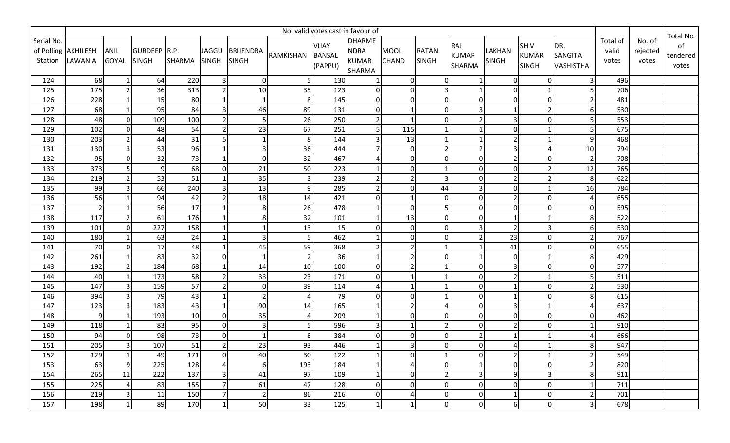| Serial No. of Polling Station | No. valid votes cast in favour of | | | | | | | | | | | | | | | Total of valid votes | No. of rejected votes | Total No. of tendered votes |
|---|---|---|---|---|---|---|---|---|---|---|---|---|---|---|---|---|---|---|
| | AKHILESH LAWANIA | ANIL GOYAL | GURDEEP SINGH | R.P. SHARMA | JAGGU SINGH | BRIJENDRA SINGH | RAMKISHAN | VIJAY BANSAL (PAPPU) | DHARMENDRA KUMAR SHARMA | MOOL CHAND | RATAN SINGH | RAJ KUMAR SHARMA | LAKHAN SINGH | SHIV KUMAR SINGH | DR. SANGITA VASHISTHA | | | |
| 124 | 68 | 1 | 64 | 220 | 3 | 0 | 5 | 130 | 1 | 0 | 0 | 1 | 0 | 0 | 3 | 496 | | |
| 125 | 175 | 2 | 36 | 313 | 2 | 10 | 35 | 123 | 0 | 0 | 3 | 1 | 0 | 1 | 5 | 706 | | |
| 126 | 228 | 1 | 15 | 80 | 1 | 1 | 8 | 145 | 0 | 0 | 0 | 0 | 0 | 0 | 2 | 481 | | |
| 127 | 68 | 1 | 95 | 84 | 3 | 46 | 89 | 131 | 0 | 1 | 0 | 3 | 1 | 2 | 6 | 530 | | |
| 128 | 48 | 0 | 109 | 100 | 2 | 5 | 26 | 250 | 2 | 1 | 0 | 2 | 3 | 0 | 5 | 553 | | |
| 129 | 102 | 0 | 48 | 54 | 2 | 23 | 67 | 251 | 5 | 115 | 1 | 1 | 0 | 1 | 5 | 675 | | |
| 130 | 203 | 2 | 44 | 31 | 5 | 1 | 8 | 144 | 3 | 13 | 1 | 1 | 2 | 1 | 9 | 468 | | |
| 131 | 130 | 3 | 53 | 96 | 1 | 3 | 36 | 444 | 7 | 0 | 2 | 2 | 3 | 4 | 10 | 794 | | |
| 132 | 95 | 0 | 32 | 73 | 1 | 0 | 32 | 467 | 4 | 0 | 0 | 0 | 2 | 0 | 2 | 708 | | |
| 133 | 373 | 5 | 9 | 68 | 0 | 21 | 50 | 223 | 1 | 0 | 1 | 0 | 0 | 2 | 12 | 765 | | |
| 134 | 219 | 2 | 53 | 51 | 1 | 35 | 3 | 239 | 2 | 2 | 3 | 0 | 2 | 2 | 8 | 622 | | |
| 135 | 99 | 3 | 66 | 240 | 3 | 13 | 9 | 285 | 2 | 0 | 44 | 3 | 0 | 1 | 16 | 784 | | |
| 136 | 56 | 1 | 94 | 42 | 2 | 18 | 14 | 421 | 0 | 1 | 0 | 0 | 2 | 0 | 4 | 655 | | |
| 137 | 2 | 1 | 56 | 17 | 1 | 8 | 26 | 478 | 1 | 0 | 5 | 0 | 0 | 0 | 0 | 595 | | |
| 138 | 117 | 2 | 61 | 176 | 1 | 8 | 32 | 101 | 1 | 13 | 0 | 0 | 1 | 1 | 8 | 522 | | |
| 139 | 101 | 0 | 227 | 158 | 1 | 1 | 13 | 15 | 0 | 0 | 0 | 3 | 2 | 3 | 6 | 530 | | |
| 140 | 180 | 1 | 63 | 24 | 1 | 3 | 5 | 462 | 1 | 0 | 0 | 2 | 23 | 0 | 2 | 767 | | |
| 141 | 70 | 0 | 17 | 48 | 1 | 45 | 59 | 368 | 2 | 2 | 1 | 1 | 41 | 0 | 0 | 655 | | |
| 142 | 261 | 1 | 83 | 32 | 0 | 1 | 2 | 36 | 1 | 2 | 0 | 1 | 0 | 1 | 8 | 429 | | |
| 143 | 192 | 2 | 184 | 68 | 1 | 14 | 10 | 100 | 0 | 2 | 1 | 0 | 3 | 0 | 0 | 577 | | |
| 144 | 40 | 1 | 173 | 58 | 2 | 33 | 23 | 171 | 0 | 1 | 1 | 0 | 2 | 1 | 5 | 511 | | |
| 145 | 147 | 3 | 159 | 57 | 2 | 0 | 39 | 114 | 4 | 1 | 1 | 0 | 1 | 0 | 2 | 530 | | |
| 146 | 394 | 3 | 79 | 43 | 1 | 2 | 4 | 79 | 0 | 0 | 1 | 0 | 1 | 0 | 8 | 615 | | |
| 147 | 123 | 3 | 183 | 43 | 1 | 90 | 14 | 165 | 1 | 2 | 4 | 0 | 3 | 1 | 4 | 637 | | |
| 148 | 9 | 1 | 193 | 10 | 0 | 35 | 4 | 209 | 1 | 0 | 0 | 0 | 0 | 0 | 0 | 462 | | |
| 149 | 118 | 1 | 83 | 95 | 0 | 3 | 5 | 596 | 3 | 1 | 2 | 0 | 2 | 0 | 1 | 910 | | |
| 150 | 94 | 0 | 98 | 73 | 0 | 1 | 8 | 384 | 0 | 0 | 0 | 2 | 1 | 1 | 4 | 666 | | |
| 151 | 205 | 3 | 107 | 51 | 2 | 23 | 93 | 446 | 1 | 3 | 0 | 0 | 4 | 1 | 8 | 947 | | |
| 152 | 129 | 1 | 49 | 171 | 0 | 40 | 30 | 122 | 1 | 0 | 1 | 0 | 2 | 1 | 2 | 549 | | |
| 153 | 63 | 9 | 225 | 128 | 4 | 6 | 193 | 184 | 1 | 4 | 0 | 1 | 0 | 0 | 2 | 820 | | |
| 154 | 265 | 11 | 222 | 137 | 3 | 41 | 97 | 109 | 1 | 0 | 2 | 3 | 9 | 3 | 8 | 911 | | |
| 155 | 225 | 4 | 83 | 155 | 7 | 61 | 47 | 128 | 0 | 0 | 0 | 0 | 0 | 0 | 1 | 711 | | |
| 156 | 219 | 3 | 11 | 150 | 7 | 2 | 86 | 216 | 0 | 4 | 0 | 0 | 1 | 0 | 2 | 701 | | |
| 157 | 198 | 1 | 89 | 170 | 1 | 50 | 33 | 125 | 1 | 1 | 0 | 0 | 6 | 0 | 3 | 678 | | |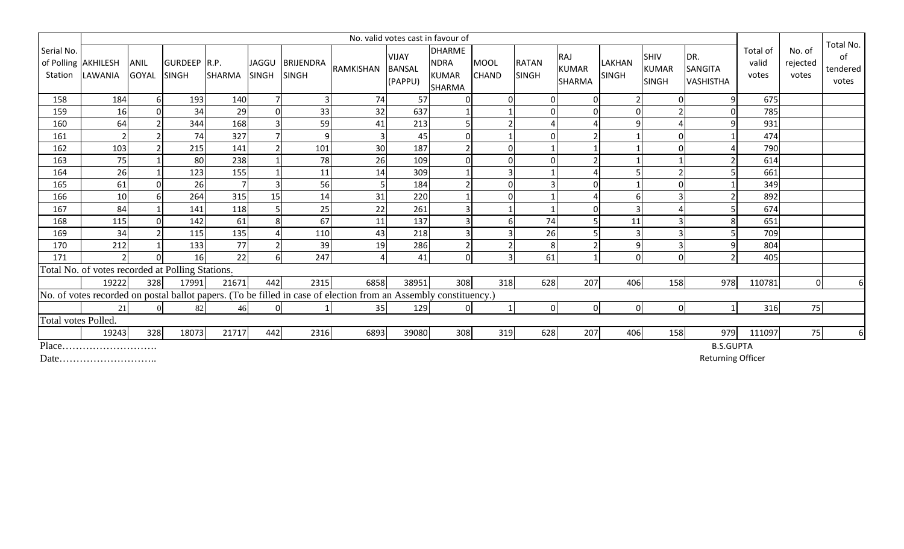| Serial No. of Polling Station | No. valid votes cast in favour of | | | | | | | | | | | | | | | Total of valid votes | No. of rejected votes | Total No. of tendered votes |
|---|---|---|---|---|---|---|---|---|---|---|---|---|---|---|---|---|---|---|
| | AKHILESH LAWANIA | ANIL GOYAL | GURDEEP SINGH | R.P. SHARMA | JAGGU SINGH | BRIJENDRA SINGH | RAMKISHAN | VIJAY BANSAL (PAPPU) | DHARMENDRA KUMAR SHARMA | MOOL CHAND | RATAN SINGH | RAJ KUMAR SHARMA | LAKHAN SINGH | SHIV KUMAR SINGH | DR. SANGITA VASHISTHA | | | |
| 158 | 184 | 6 | 193 | 140 | 7 | 3 | 74 | 57 | 0 | 0 | 0 | 0 | 2 | 0 | 9 | 675 | | |
| 159 | 16 | 0 | 34 | 29 | 0 | 33 | 32 | 637 | 1 | 1 | 0 | 0 | 0 | 2 | 0 | 785 | | |
| 160 | 64 | 2 | 344 | 168 | 3 | 59 | 41 | 213 | 5 | 2 | 4 | 4 | 9 | 4 | 9 | 931 | | |
| 161 | 2 | 2 | 74 | 327 | 7 | 9 | 3 | 45 | 0 | 1 | 0 | 2 | 1 | 0 | 1 | 474 | | |
| 162 | 103 | 2 | 215 | 141 | 2 | 101 | 30 | 187 | 2 | 0 | 1 | 1 | 1 | 0 | 4 | 790 | | |
| 163 | 75 | 1 | 80 | 238 | 1 | 78 | 26 | 109 | 0 | 0 | 0 | 2 | 1 | 1 | 2 | 614 | | |
| 164 | 26 | 1 | 123 | 155 | 1 | 11 | 14 | 309 | 1 | 3 | 1 | 4 | 5 | 2 | 5 | 661 | | |
| 165 | 61 | 0 | 26 | 7 | 3 | 56 | 5 | 184 | 2 | 0 | 3 | 0 | 1 | 0 | 1 | 349 | | |
| 166 | 10 | 6 | 264 | 315 | 15 | 14 | 31 | 220 | 1 | 0 | 1 | 4 | 6 | 3 | 2 | 892 | | |
| 167 | 84 | 1 | 141 | 118 | 5 | 25 | 22 | 261 | 3 | 1 | 1 | 0 | 3 | 4 | 5 | 674 | | |
| 168 | 115 | 0 | 142 | 61 | 8 | 67 | 11 | 137 | 3 | 6 | 74 | 5 | 11 | 3 | 8 | 651 | | |
| 169 | 34 | 2 | 115 | 135 | 4 | 110 | 43 | 218 | 3 | 3 | 26 | 5 | 3 | 3 | 5 | 709 | | |
| 170 | 212 | 1 | 133 | 77 | 2 | 39 | 19 | 286 | 2 | 2 | 8 | 2 | 9 | 3 | 9 | 804 | | |
| 171 | 2 | 0 | 16 | 22 | 6 | 247 | 4 | 41 | 0 | 3 | 61 | 1 | 0 | 0 | 2 | 405 | | |
| Total No. of votes recorded at Polling Stations. | | | | | | | | | | | | | | | | | | |
| | 19222 | 328 | 17991 | 21671 | 442 | 2315 | 6858 | 38951 | 308 | 318 | 628 | 207 | 406 | 158 | 978 | 110781 | 0 | 6 |
| No. of votes recorded on postal ballot papers. (To be filled in case of election from an Assembly constituency.) | | | | | | | | | | | | | | | | | | |
| | 21 | 0 | 82 | 46 | 0 | 1 | 35 | 129 | 0 | 1 | 0 | 0 | 0 | 0 | 1 | 316 | 75 | |
| Total votes Polled. | | | | | | | | | | | | | | | | | | |
| | 19243 | 328 | 18073 | 21717 | 442 | 2316 | 6893 | 39080 | 308 | 319 | 628 | 207 | 406 | 158 | 979 | 111097 | 75 | 6 |

Place……………………….

Date………………………..

B.S.GUPTA

Returning Officer